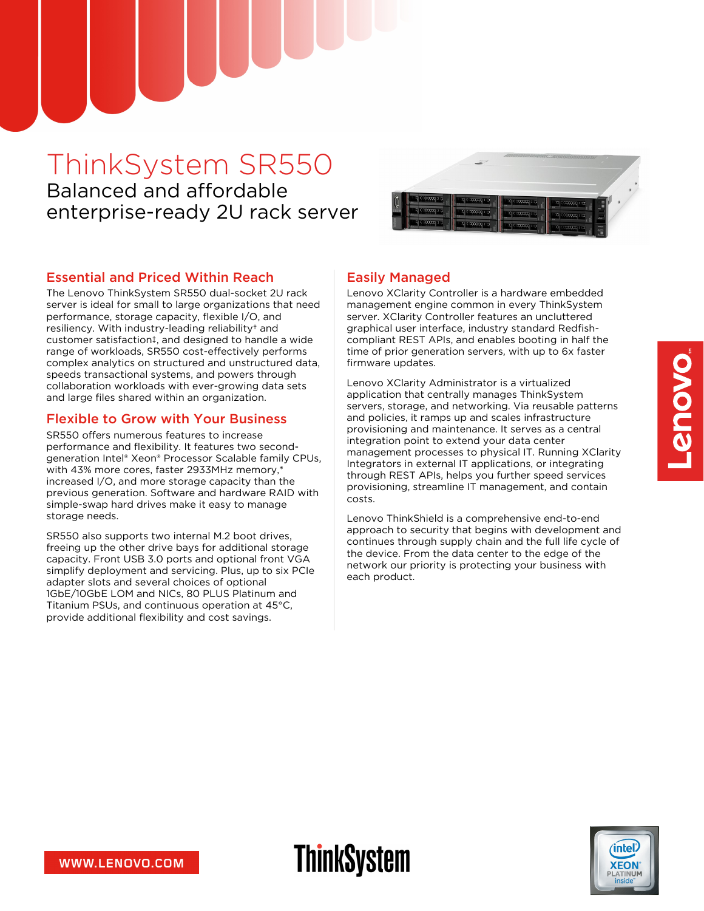# ThinkSystem SR550

Balanced and affordable enterprise-ready 2U rack server

## Essential and Priced Within Reach

The Lenovo ThinkSystem SR550 dual-socket 2U rack server is ideal for small to large organizations that need performance, storage capacity, flexible I/O, and resiliency. With industry-leading reliability† and customer satisfaction‡, and designed to handle a wide range of workloads, SR550 cost-effectively performs complex analytics on structured and unstructured data, speeds transactional systems, and powers through collaboration workloads with ever-growing data sets and large files shared within an organization.

## Flexible to Grow with Your Business

SR550 offers numerous features to increase performance and flexibility. It features two second-generation Intel® Xeon® Processor Scalable family CPUs, with 43% more cores, faster 2933MHz memory,* increased I/O, and more storage capacity than the previous generation. Software and hardware RAID with simple-swap hard drives make it easy to manage storage needs.

SR550 also supports two internal M.2 boot drives, freeing up the other drive bays for additional storage capacity. Front USB 3.0 ports and optional front VGA simplify deployment and servicing. Plus, up to six PCIe adapter slots and several choices of optional 1GbE/10GbE LOM and NICs, 80 PLUS Platinum and Titanium PSUs, and continuous operation at 45°C, provide additional flexibility and cost savings.

## Easily Managed

Lenovo XClarity Controller is a hardware embedded management engine common in every ThinkSystem server. XClarity Controller features an uncluttered graphical user interface, industry standard Redfish-compliant REST APIs, and enables booting in half the time of prior generation servers, with up to 6x faster firmware updates.

Lenovo XClarity Administrator is a virtualized application that centrally manages ThinkSystem servers, storage, and networking. Via reusable patterns and policies, it ramps up and scales infrastructure provisioning and maintenance. It serves as a central integration point to extend your data center management processes to physical IT. Running XClarity Integrators in external IT applications, or integrating through REST APIs, helps you further speed services provisioning, streamline IT management, and contain costs.

Lenovo ThinkShield is a comprehensive end-to-end approach to security that begins with development and continues through supply chain and the full life cycle of the device. From the data center to the edge of the network our priority is protecting your business with each product.

WWW.LENOVO.COM

ThinkSystem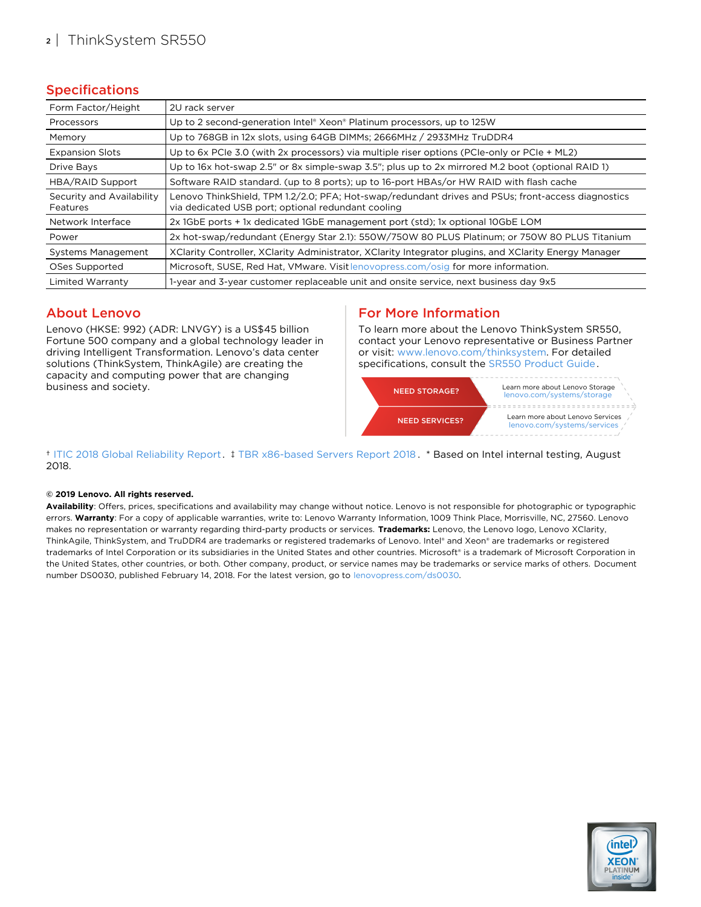## Specifications

| | |
|---|---|
| Form Factor/Height | 2U rack server |
| Processors | Up to 2 second-generation Intel® Xeon® Platinum processors, up to 125W |
| Memory | Up to 768GB in 12x slots, using 64GB DIMMs; 2666MHz / 2933MHz TruDDR4 |
| Expansion Slots | Up to 6x PCIe 3.0 (with 2x processors) via multiple riser options (PCIe-only or PCIe + ML2) |
| Drive Bays | Up to 16x hot-swap 2.5" or 8x simple-swap 3.5"; plus up to 2x mirrored M.2 boot (optional RAID 1) |
| HBA/RAID Support | Software RAID standard. (up to 8 ports); up to 16-port HBAs/or HW RAID with flash cache |
| Security and Availability Features | Lenovo ThinkShield, TPM 1.2/2.0; PFA; Hot-swap/redundant drives and PSUs; front-access diagnostics via dedicated USB port; optional redundant cooling |
| Network Interface | 2x 1GbE ports + 1x dedicated 1GbE management port (std); 1x optional 10GbE LOM |
| Power | 2x hot-swap/redundant (Energy Star 2.1): 550W/750W 80 PLUS Platinum; or 750W 80 PLUS Titanium |
| Systems Management | XClarity Controller, XClarity Administrator, XClarity Integrator plugins, and XClarity Energy Manager |
| OSes Supported | Microsoft, SUSE, Red Hat, VMware. Visit lenovopress.com/osig for more information. |
| Limited Warranty | 1-year and 3-year customer replaceable unit and onsite service, next business day 9x5 |

## About Lenovo

Lenovo (HKSE: 992) (ADR: LNVGY) is a US$45 billion Fortune 500 company and a global technology leader in driving Intelligent Transformation. Lenovo's data center solutions (ThinkSystem, ThinkAgile) are creating the capacity and computing power that are changing business and society.

## For More Information

To learn more about the Lenovo ThinkSystem SR550, contact your Lenovo representative or Business Partner or visit: www.lenovo.com/thinksystem. For detailed specifications, consult the SR550 Product Guide.

NEED STORAGE? Learn more about Lenovo Storage lenovo.com/systems/storage

NEED SERVICES? Learn more about Lenovo Services lenovo.com/systems/services

† ITIC 2018 Global Reliability Report. ‡ TBR x86-based Servers Report 2018. * Based on Intel internal testing, August 2018.

**© 2019 Lenovo. All rights reserved.**

**Availability**: Offers, prices, specifications and availability may change without notice. Lenovo is not responsible for photographic or typographic errors. **Warranty**: For a copy of applicable warranties, write to: Lenovo Warranty Information, 1009 Think Place, Morrisville, NC, 27560. Lenovo makes no representation or warranty regarding third-party products or services. **Trademarks:** Lenovo, the Lenovo logo, Lenovo XClarity, ThinkAgile, ThinkSystem, and TruDDR4 are trademarks or registered trademarks of Lenovo. Intel® and Xeon® are trademarks or registered trademarks of Intel Corporation or its subsidiaries in the United States and other countries. Microsoft® is a trademark of Microsoft Corporation in the United States, other countries, or both. Other company, product, or service names may be trademarks or service marks of others. Document number DS0030, published February 14, 2018. For the latest version, go to lenovopress.com/ds0030.